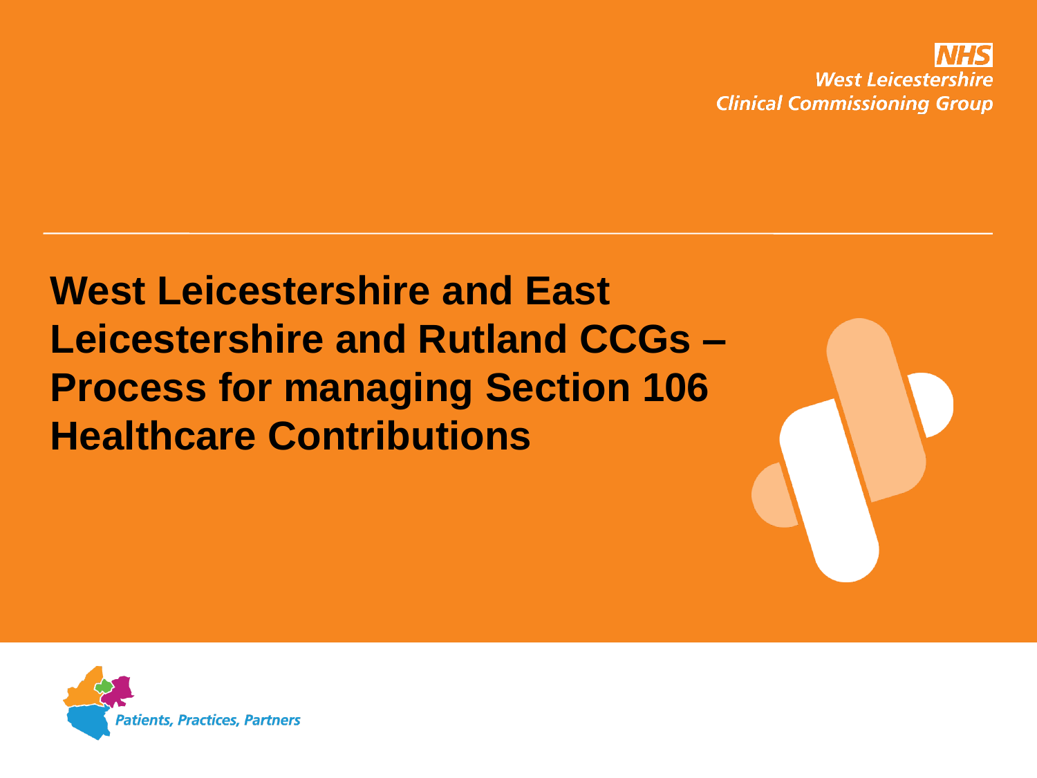NHS
West Leicestershire
Clinical Commissioning Group

# West Leicestershire and East Leicestershire and Rutland CCGs – Process for managing Section 106 Healthcare Contributions

*Patients, Practices, Partners*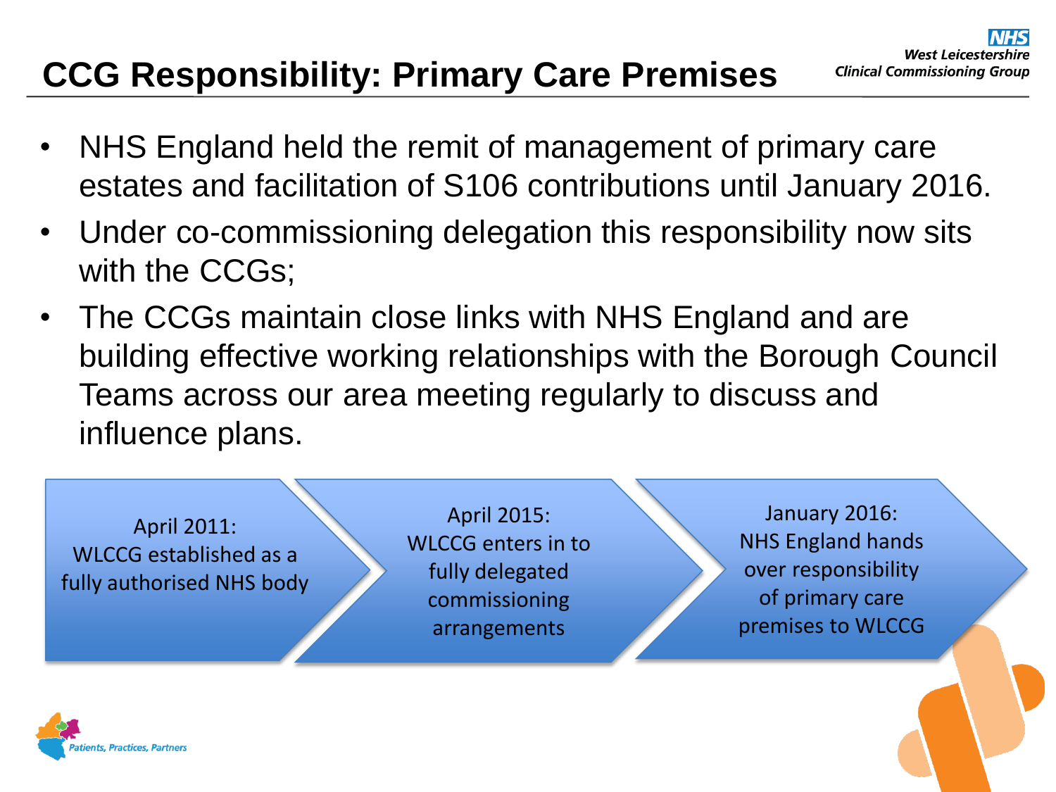# CCG Responsibility: Primary Care Premises

- NHS England held the remit of management of primary care estates and facilitation of S106 contributions until January 2016.
- Under co-commissioning delegation this responsibility now sits with the CCGs;
- The CCGs maintain close links with NHS England and are building effective working relationships with the Borough Council Teams across our area meeting regularly to discuss and influence plans.

April 2011:
WLCCG established as a fully authorised NHS body

April 2015:
WLCCG enters in to fully delegated commissioning arrangements

January 2016:
NHS England hands over responsibility of primary care premises to WLCCG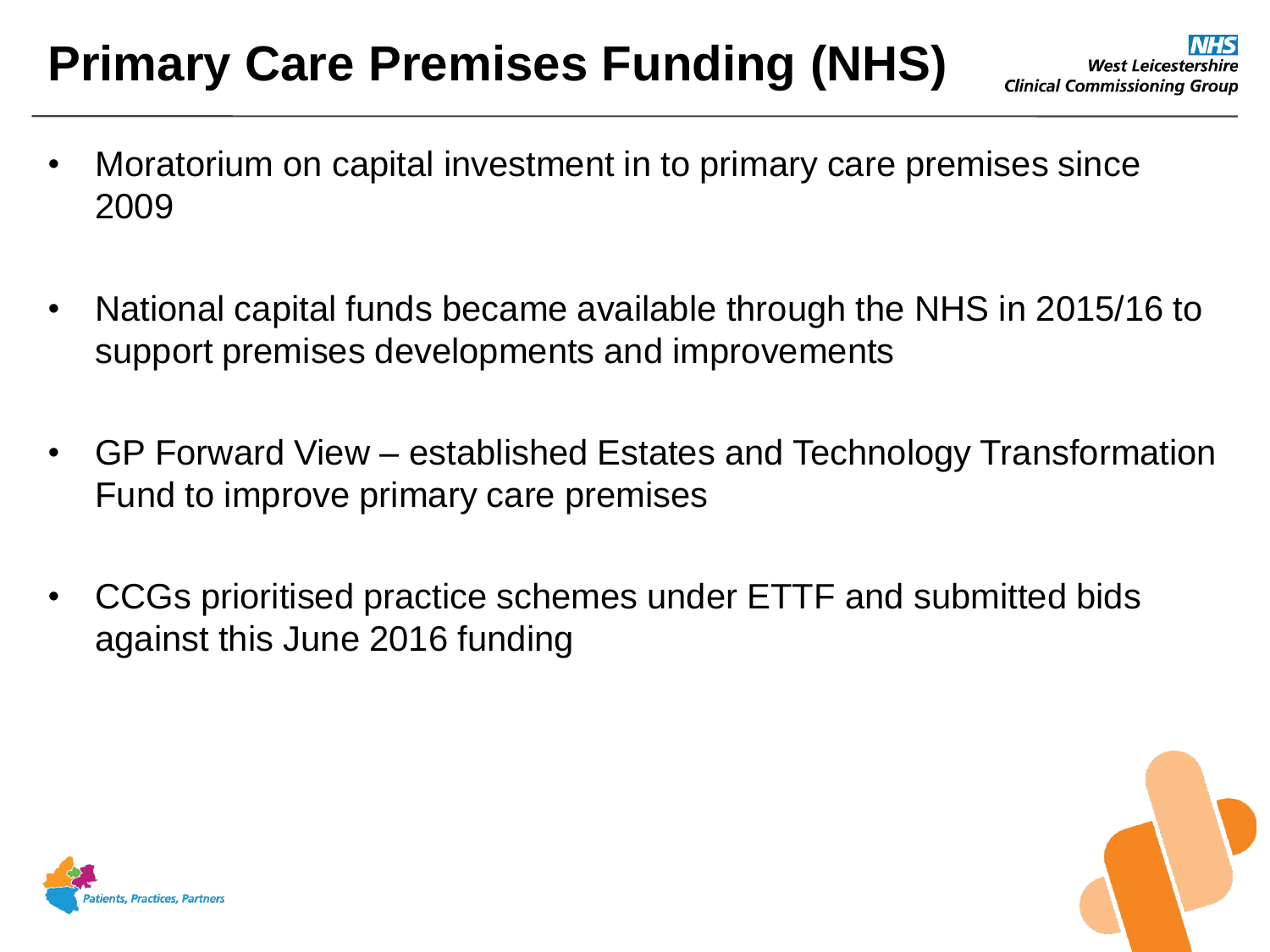# Primary Care Premises Funding (NHS)

- Moratorium on capital investment in to primary care premises since 2009
- National capital funds became available through the NHS in 2015/16 to support premises developments and improvements
- GP Forward View – established Estates and Technology Transformation Fund to improve primary care premises
- CCGs prioritised practice schemes under ETTF and submitted bids against this June 2016 funding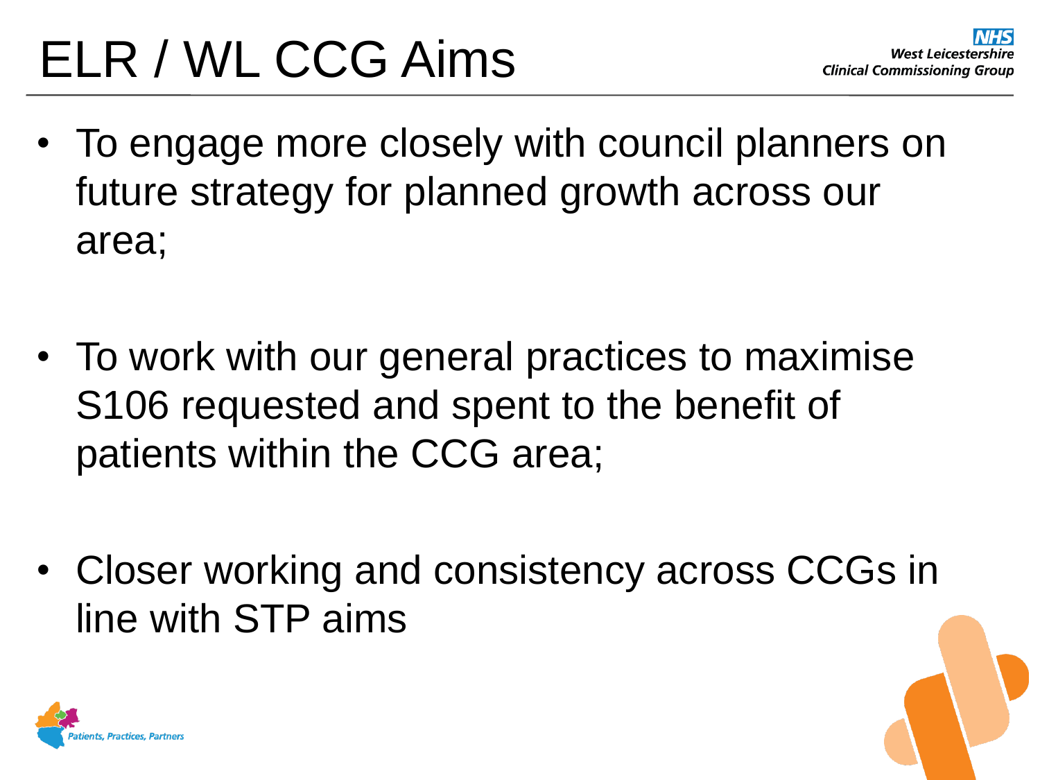# ELR / WL CCG Aims

- To engage more closely with council planners on future strategy for planned growth across our area;
- To work with our general practices to maximise S106 requested and spent to the benefit of patients within the CCG area;
- Closer working and consistency across CCGs in line with STP aims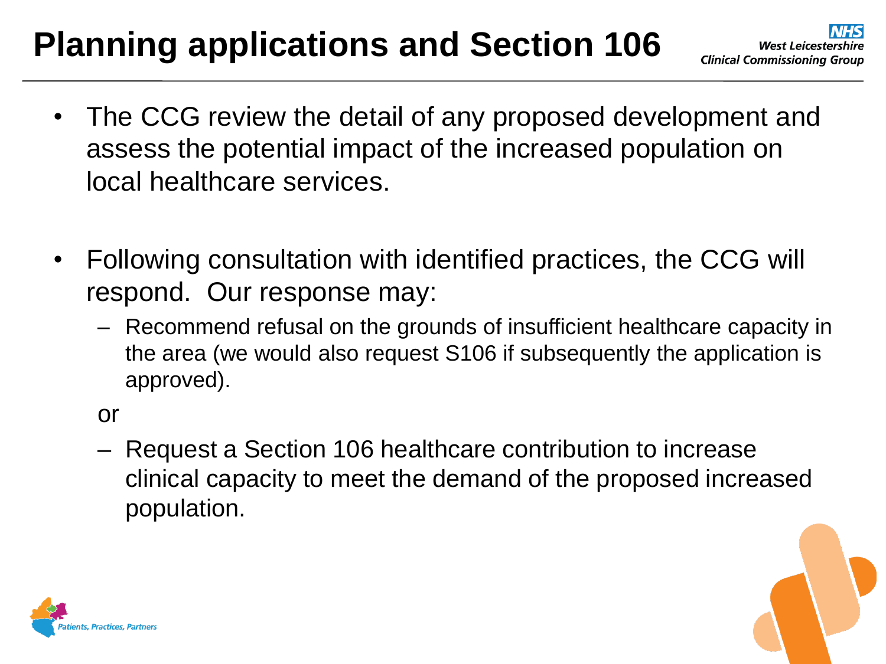# Planning applications and Section 106

- The CCG review the detail of any proposed development and assess the potential impact of the increased population on local healthcare services.

- Following consultation with identified practices, the CCG will respond. Our response may:
  - Recommend refusal on the grounds of insufficient healthcare capacity in the area (we would also request S106 if subsequently the application is approved).

  or

  - Request a Section 106 healthcare contribution to increase clinical capacity to meet the demand of the proposed increased population.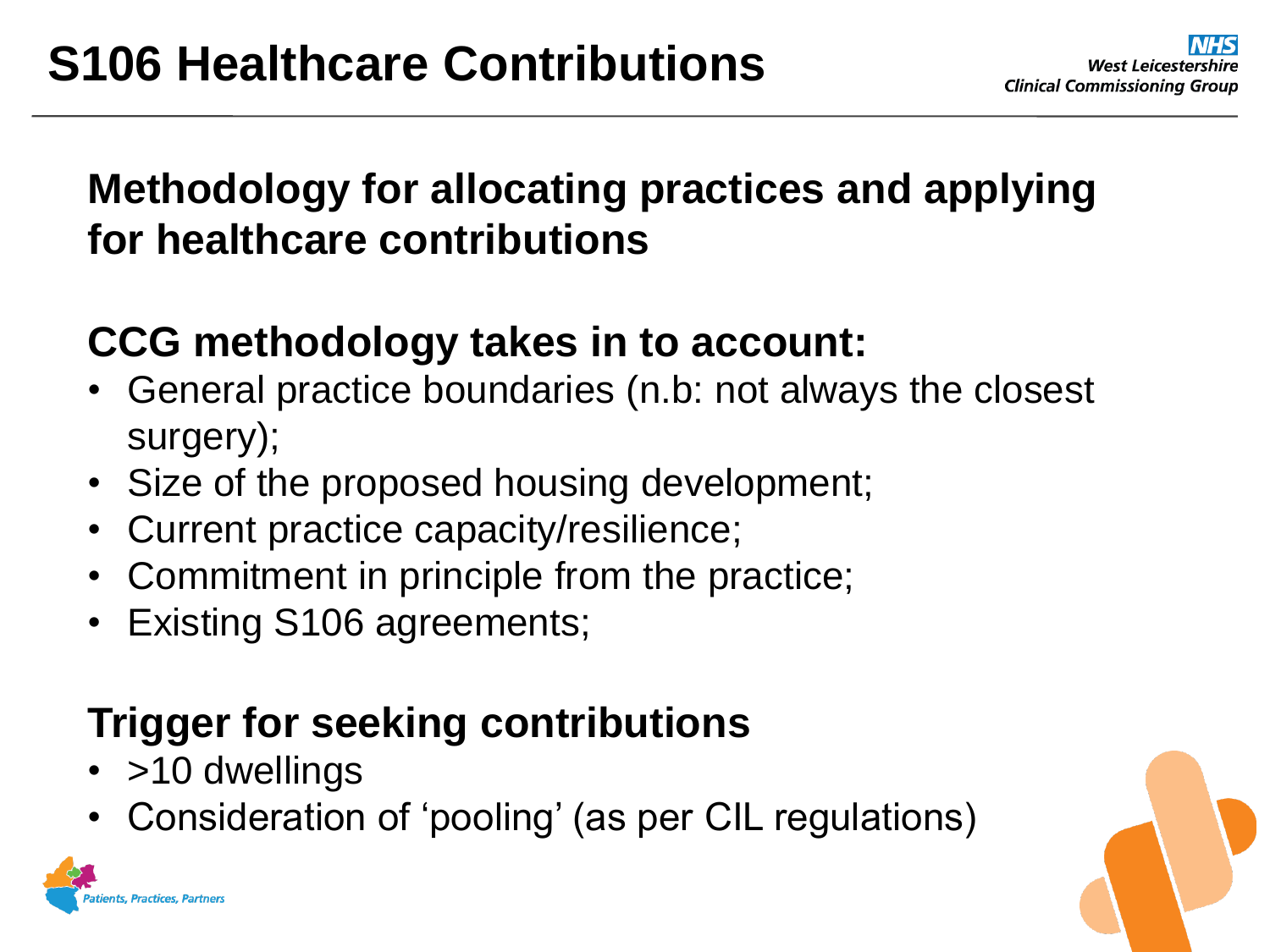# S106 Healthcare Contributions

## Methodology for allocating practices and applying for healthcare contributions

### CCG methodology takes in to account:

- General practice boundaries (n.b: not always the closest surgery);
- Size of the proposed housing development;
- Current practice capacity/resilience;
- Commitment in principle from the practice;
- Existing S106 agreements;

### Trigger for seeking contributions

- >10 dwellings
- Consideration of 'pooling' (as per CIL regulations)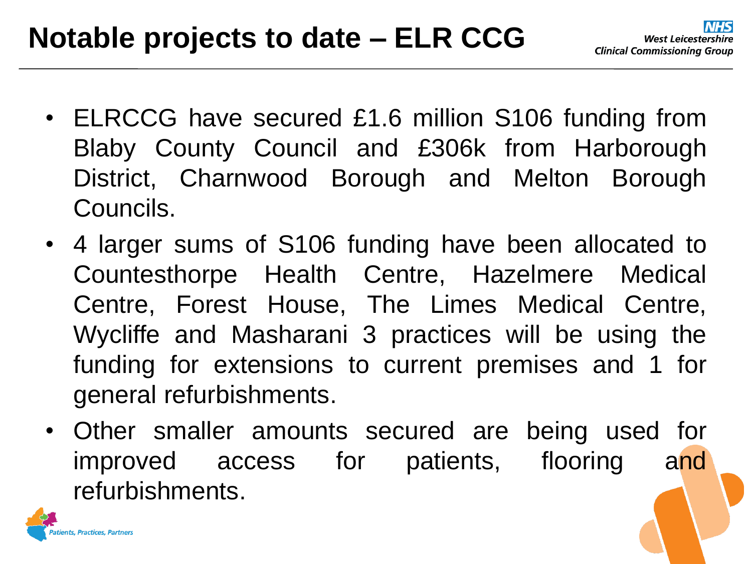# Notable projects to date – ELR CCG

- ELRCCG have secured £1.6 million S106 funding from Blaby County Council and £306k from Harborough District, Charnwood Borough and Melton Borough Councils.
- 4 larger sums of S106 funding have been allocated to Countesthorpe Health Centre, Hazelmere Medical Centre, Forest House, The Limes Medical Centre, Wycliffe and Masharani 3 practices will be using the funding for extensions to current premises and 1 for general refurbishments.
- Other smaller amounts secured are being used for improved access for patients, flooring and refurbishments.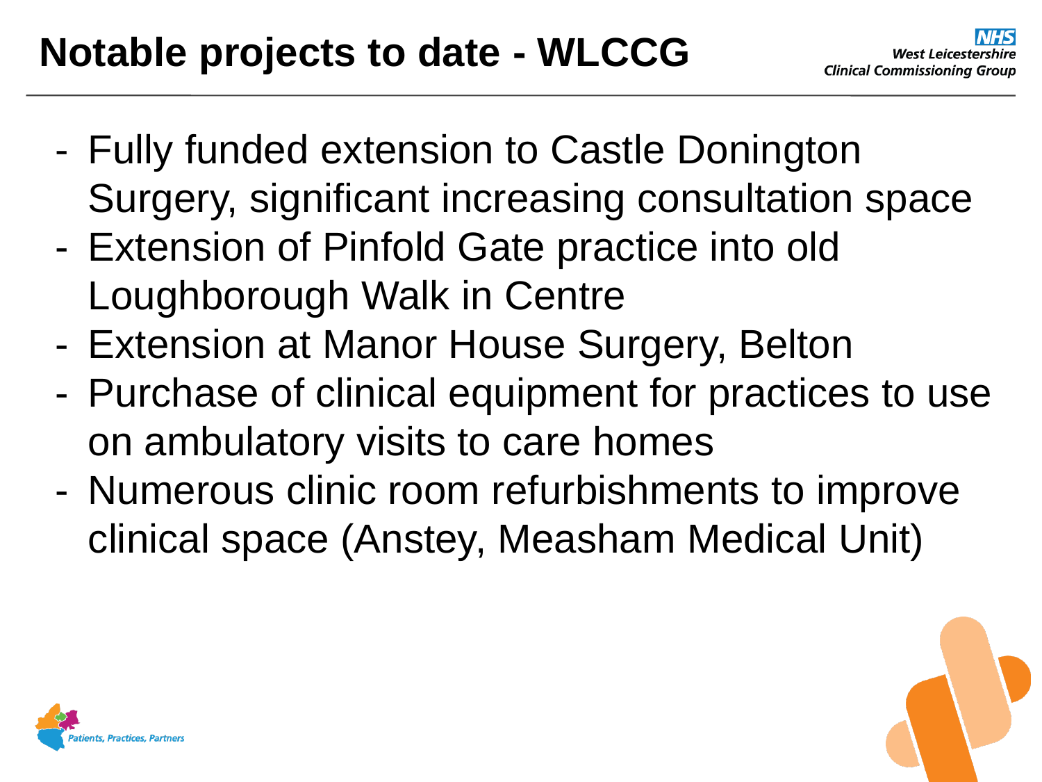# Notable projects to date - WLCCG

- Fully funded extension to Castle Donington Surgery, significant increasing consultation space
- Extension of Pinfold Gate practice into old Loughborough Walk in Centre
- Extension at Manor House Surgery, Belton
- Purchase of clinical equipment for practices to use on ambulatory visits to care homes
- Numerous clinic room refurbishments to improve clinical space (Anstey, Measham Medical Unit)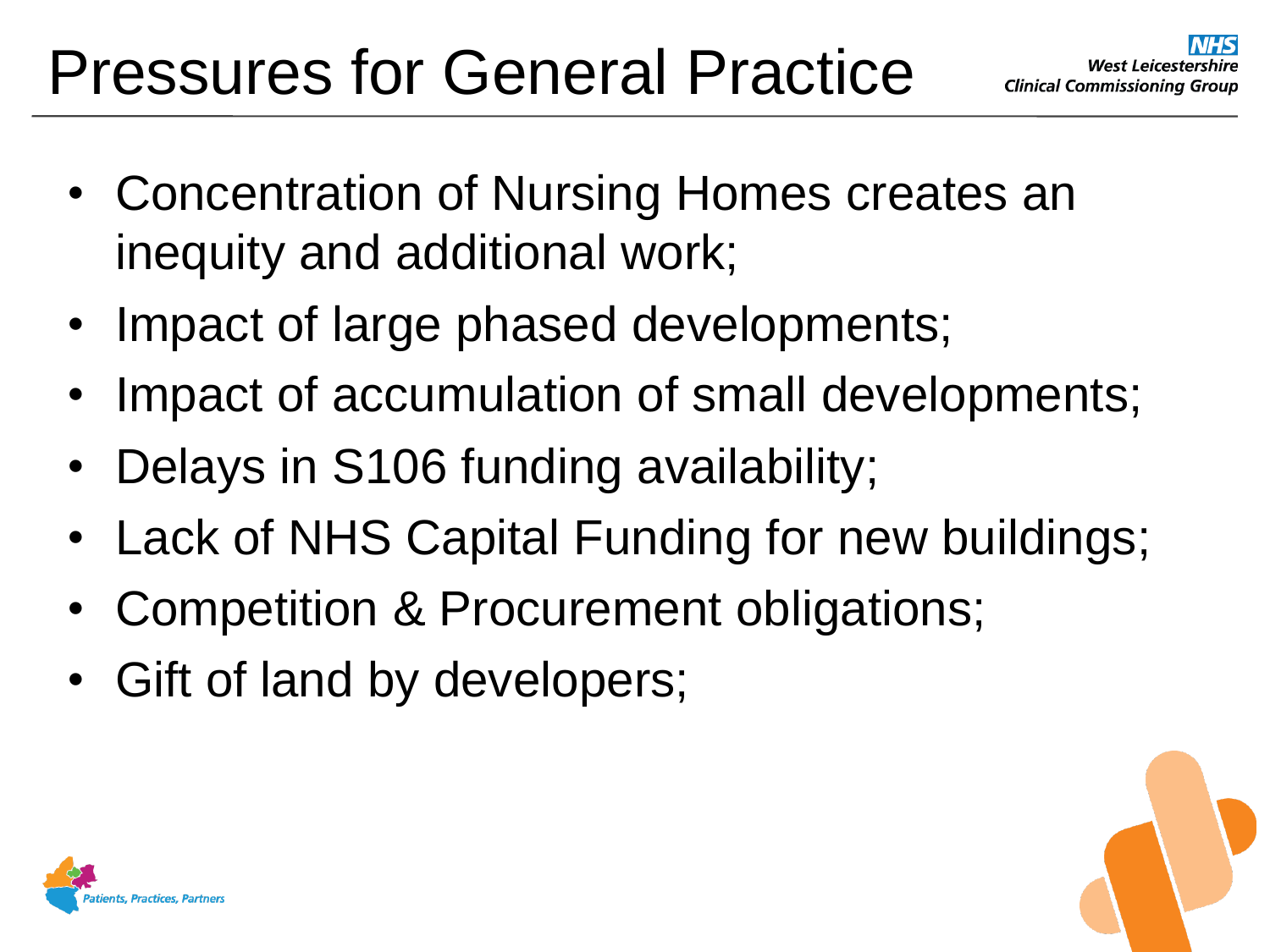# Pressures for General Practice

NHS West Leicestershire Clinical Commissioning Group

- Concentration of Nursing Homes creates an inequity and additional work;
- Impact of large phased developments;
- Impact of accumulation of small developments;
- Delays in S106 funding availability;
- Lack of NHS Capital Funding for new buildings;
- Competition & Procurement obligations;
- Gift of land by developers;

Patients, Practices, Partners